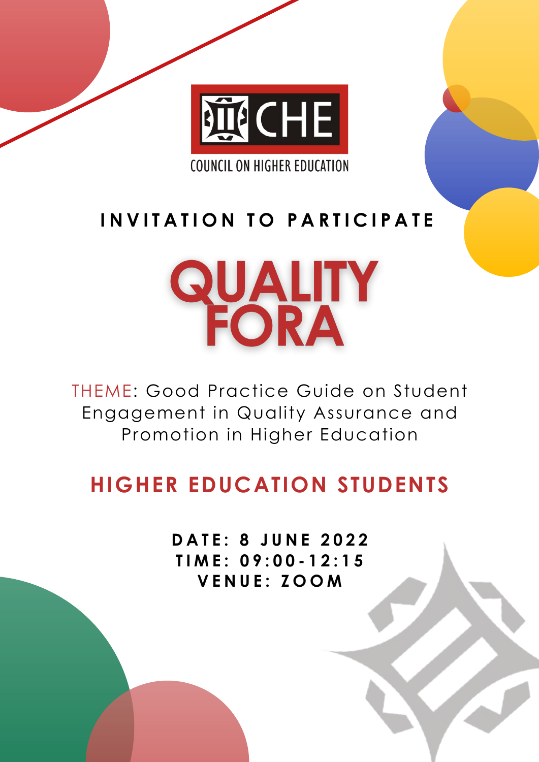CHE

COUNCIL ON HIGHER EDUCATION

## INVITATION TO PARTICIPATE

# QUALITY FORA

THEME: Good Practice Guide on Student Engagement in Quality Assurance and Promotion in Higher Education

## HIGHER EDUCATION STUDENTS

**DATE: 8 JUNE 2022**
**TIME: 09:00-12:15**
**VENUE: ZOOM**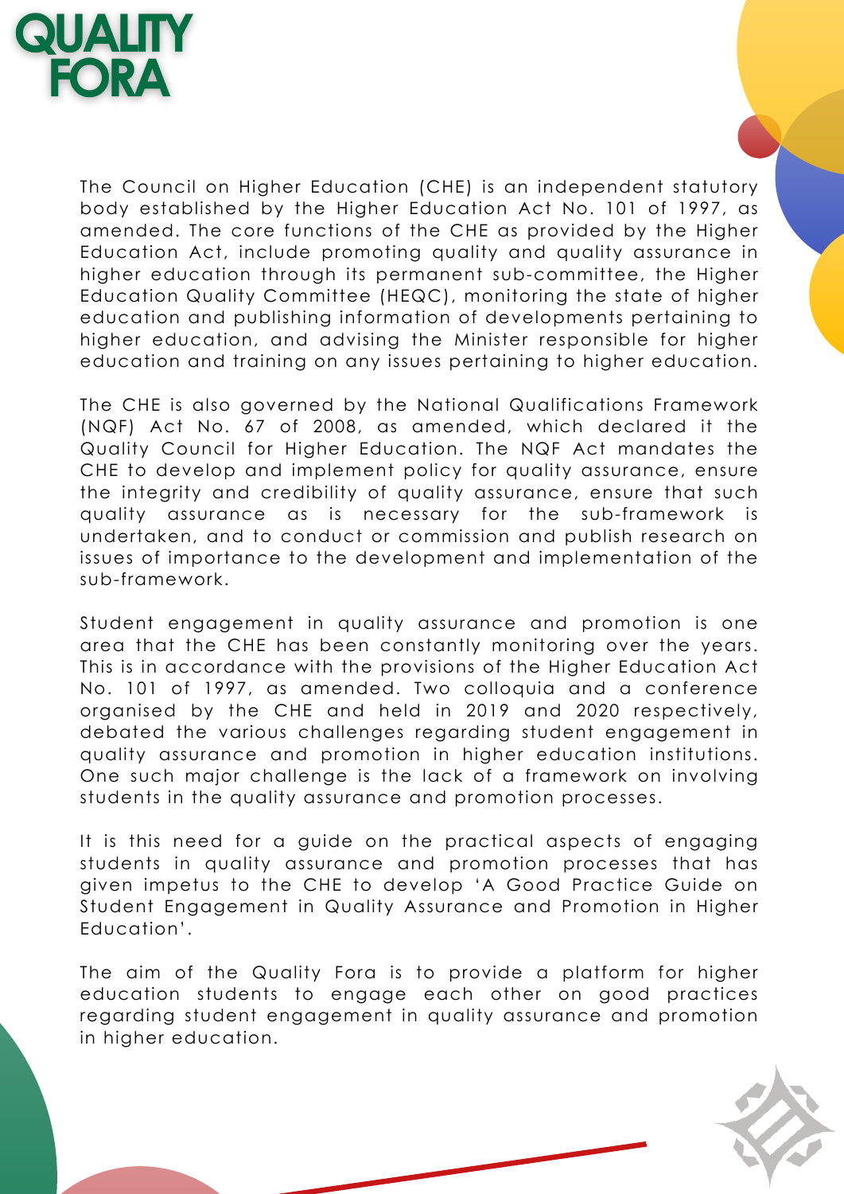# QUALITY FORA

The Council on Higher Education (CHE) is an independent statutory body established by the Higher Education Act No. 101 of 1997, as amended. The core functions of the CHE as provided by the Higher Education Act, include promoting quality and quality assurance in higher education through its permanent sub-committee, the Higher Education Quality Committee (HEQC), monitoring the state of higher education and publishing information of developments pertaining to higher education, and advising the Minister responsible for higher education and training on any issues pertaining to higher education.

The CHE is also governed by the National Qualifications Framework (NQF) Act No. 67 of 2008, as amended, which declared it the Quality Council for Higher Education. The NQF Act mandates the CHE to develop and implement policy for quality assurance, ensure the integrity and credibility of quality assurance, ensure that such quality assurance as is necessary for the sub-framework is undertaken, and to conduct or commission and publish research on issues of importance to the development and implementation of the sub-framework.

Student engagement in quality assurance and promotion is one area that the CHE has been constantly monitoring over the years. This is in accordance with the provisions of the Higher Education Act No. 101 of 1997, as amended. Two colloquia and a conference organised by the CHE and held in 2019 and 2020 respectively, debated the various challenges regarding student engagement in quality assurance and promotion in higher education institutions. One such major challenge is the lack of a framework on involving students in the quality assurance and promotion processes.

It is this need for a guide on the practical aspects of engaging students in quality assurance and promotion processes that has given impetus to the CHE to develop 'A Good Practice Guide on Student Engagement in Quality Assurance and Promotion in Higher Education'.

The aim of the Quality Fora is to provide a platform for higher education students to engage each other on good practices regarding student engagement in quality assurance and promotion in higher education.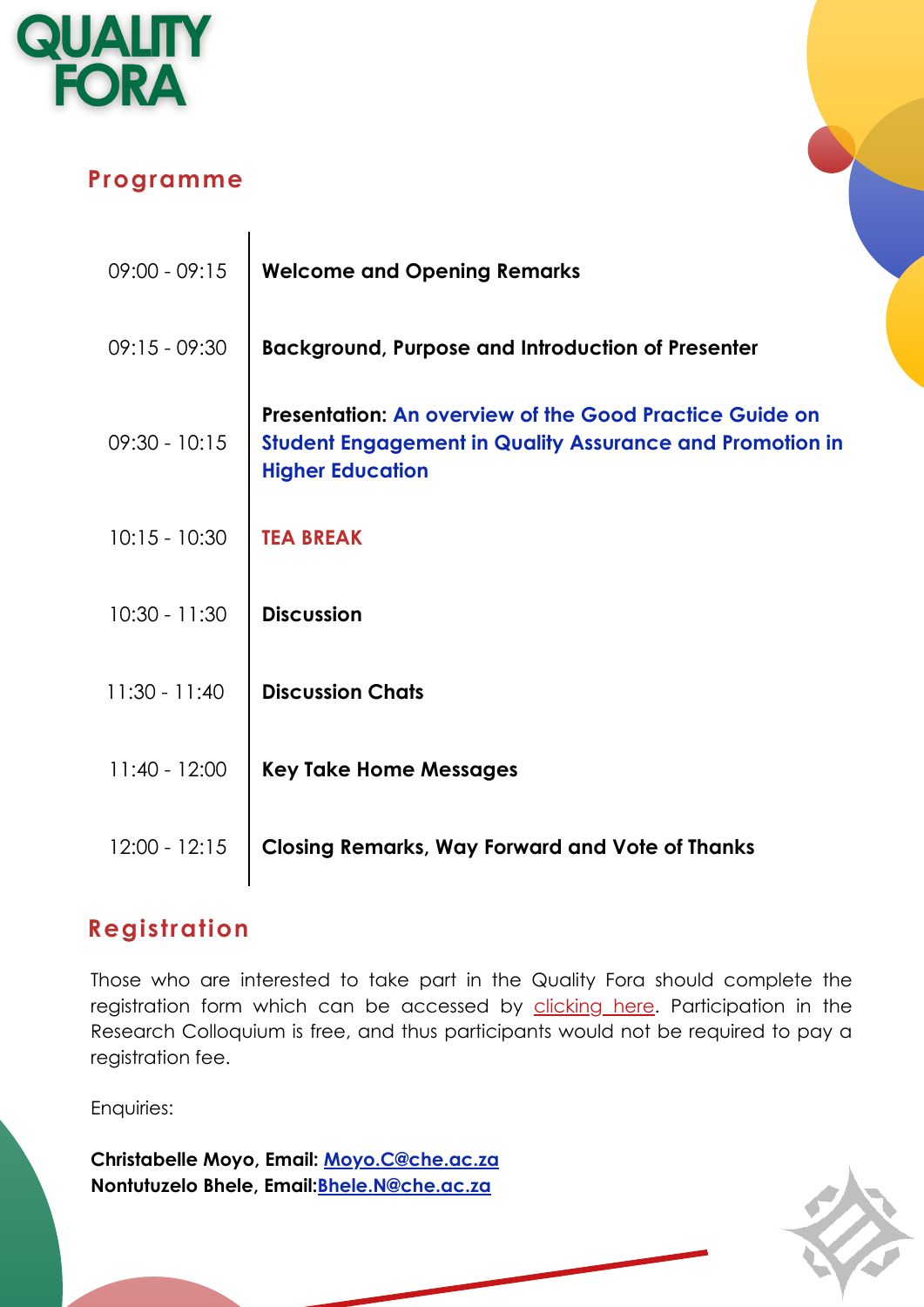# QUALITY FORA

## Programme

| | |
|---|---|
| 09:00 - 09:15 | **Welcome and Opening Remarks** |
| 09:15 - 09:30 | **Background, Purpose and Introduction of Presenter** |
| 09:30 - 10:15 | **Presentation: An overview of the Good Practice Guide on Student Engagement in Quality Assurance and Promotion in Higher Education** |
| 10:15 - 10:30 | **TEA BREAK** |
| 10:30 - 11:30 | **Discussion** |
| 11:30 - 11:40 | **Discussion Chats** |
| 11:40 - 12:00 | **Key Take Home Messages** |
| 12:00 - 12:15 | **Closing Remarks, Way Forward and Vote of Thanks** |

## Registration

Those who are interested to take part in the Quality Fora should complete the registration form which can be accessed by clicking here. Participation in the Research Colloquium is free, and thus participants would not be required to pay a registration fee.

Enquiries:

**Christabelle Moyo, Email: Moyo.C@che.ac.za**
**Nontutuzelo Bhele, Email:Bhele.N@che.ac.za**